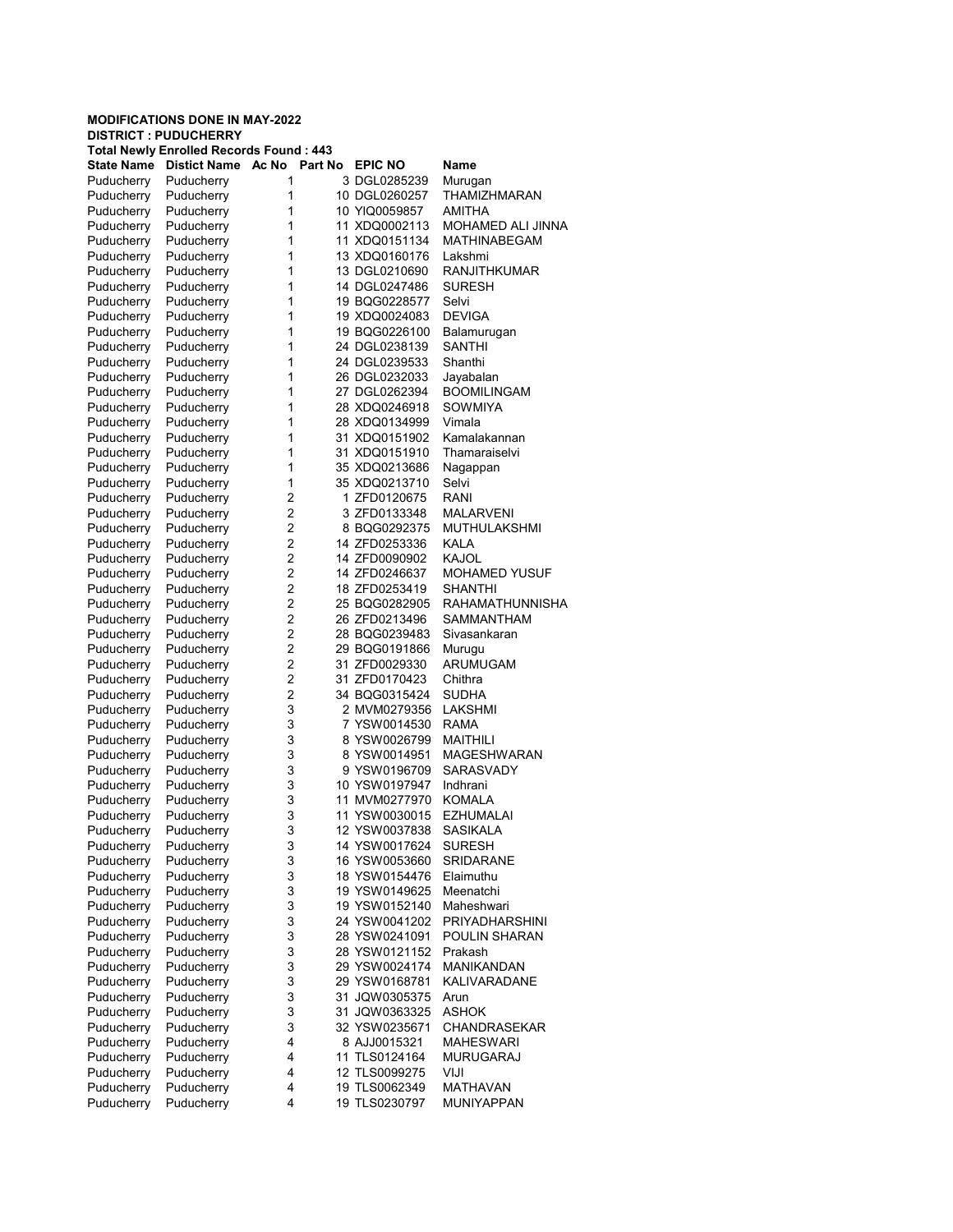**MODIFICATIONS DONE IN MAY-2022**

**DISTRICT : PUDUCHERRY**

**Total Newly Enrolled Records Found : 443**

| State Name | Distict Name | Ac No | Part No | EPIC NO | Name |
|---|---|---|---|---|---|
| Puducherry | Puducherry | 1 | 3 | DGL0285239 | Murugan |
| Puducherry | Puducherry | 1 | 10 | DGL0260257 | THAMIZHMARAN |
| Puducherry | Puducherry | 1 | 10 | YIQ0059857 | AMITHA |
| Puducherry | Puducherry | 1 | 11 | XDQ0002113 | MOHAMED ALI JINNA |
| Puducherry | Puducherry | 1 | 11 | XDQ0151134 | MATHINABEGAM |
| Puducherry | Puducherry | 1 | 13 | XDQ0160176 | Lakshmi |
| Puducherry | Puducherry | 1 | 13 | DGL0210690 | RANJITHKUMAR |
| Puducherry | Puducherry | 1 | 14 | DGL0247486 | SURESH |
| Puducherry | Puducherry | 1 | 19 | BQG0228577 | Selvi |
| Puducherry | Puducherry | 1 | 19 | XDQ0024083 | DEVIGA |
| Puducherry | Puducherry | 1 | 19 | BQG0226100 | Balamurugan |
| Puducherry | Puducherry | 1 | 24 | DGL0238139 | SANTHI |
| Puducherry | Puducherry | 1 | 24 | DGL0239533 | Shanthi |
| Puducherry | Puducherry | 1 | 26 | DGL0232033 | Jayabalan |
| Puducherry | Puducherry | 1 | 27 | DGL0262394 | BOOMILINGAM |
| Puducherry | Puducherry | 1 | 28 | XDQ0246918 | SOWMIYA |
| Puducherry | Puducherry | 1 | 28 | XDQ0134999 | Vimala |
| Puducherry | Puducherry | 1 | 31 | XDQ0151902 | Kamalakannan |
| Puducherry | Puducherry | 1 | 31 | XDQ0151910 | Thamaraiselvi |
| Puducherry | Puducherry | 1 | 35 | XDQ0213686 | Nagappan |
| Puducherry | Puducherry | 1 | 35 | XDQ0213710 | Selvi |
| Puducherry | Puducherry | 2 | 1 | ZFD0120675 | RANI |
| Puducherry | Puducherry | 2 | 3 | ZFD0133348 | MALARVENI |
| Puducherry | Puducherry | 2 | 8 | BQG0292375 | MUTHULAKSHMI |
| Puducherry | Puducherry | 2 | 14 | ZFD0253336 | KALA |
| Puducherry | Puducherry | 2 | 14 | ZFD0090902 | KAJOL |
| Puducherry | Puducherry | 2 | 14 | ZFD0246637 | MOHAMED YUSUF |
| Puducherry | Puducherry | 2 | 18 | ZFD0253419 | SHANTHI |
| Puducherry | Puducherry | 2 | 25 | BQG0282905 | RAHAMATHUNNISHA |
| Puducherry | Puducherry | 2 | 26 | ZFD0213496 | SAMMANTHAM |
| Puducherry | Puducherry | 2 | 28 | BQG0239483 | Sivasankaran |
| Puducherry | Puducherry | 2 | 29 | BQG0191866 | Murugu |
| Puducherry | Puducherry | 2 | 31 | ZFD0029330 | ARUMUGAM |
| Puducherry | Puducherry | 2 | 31 | ZFD0170423 | Chithra |
| Puducherry | Puducherry | 2 | 34 | BQG0315424 | SUDHA |
| Puducherry | Puducherry | 3 | 2 | MVM0279356 | LAKSHMI |
| Puducherry | Puducherry | 3 | 7 | YSW0014530 | RAMA |
| Puducherry | Puducherry | 3 | 8 | YSW0026799 | MAITHILI |
| Puducherry | Puducherry | 3 | 8 | YSW0014951 | MAGESHWARAN |
| Puducherry | Puducherry | 3 | 9 | YSW0196709 | SARASVADY |
| Puducherry | Puducherry | 3 | 10 | YSW0197947 | Indhrani |
| Puducherry | Puducherry | 3 | 11 | MVM0277970 | KOMALA |
| Puducherry | Puducherry | 3 | 11 | YSW0030015 | EZHUMALAI |
| Puducherry | Puducherry | 3 | 12 | YSW0037838 | SASIKALA |
| Puducherry | Puducherry | 3 | 14 | YSW0017624 | SURESH |
| Puducherry | Puducherry | 3 | 16 | YSW0053660 | SRIDARANE |
| Puducherry | Puducherry | 3 | 18 | YSW0154476 | Elaimuthu |
| Puducherry | Puducherry | 3 | 19 | YSW0149625 | Meenatchi |
| Puducherry | Puducherry | 3 | 19 | YSW0152140 | Maheshwari |
| Puducherry | Puducherry | 3 | 24 | YSW0041202 | PRIYADHARSHINI |
| Puducherry | Puducherry | 3 | 28 | YSW0241091 | POULIN SHARAN |
| Puducherry | Puducherry | 3 | 28 | YSW0121152 | Prakash |
| Puducherry | Puducherry | 3 | 29 | YSW0024174 | MANIKANDAN |
| Puducherry | Puducherry | 3 | 29 | YSW0168781 | KALIVARADANE |
| Puducherry | Puducherry | 3 | 31 | JQW0305375 | Arun |
| Puducherry | Puducherry | 3 | 31 | JQW0363325 | ASHOK |
| Puducherry | Puducherry | 3 | 32 | YSW0235671 | CHANDRASEKAR |
| Puducherry | Puducherry | 4 | 8 | AJJ0015321 | MAHESWARI |
| Puducherry | Puducherry | 4 | 11 | TLS0124164 | MURUGARAJ |
| Puducherry | Puducherry | 4 | 12 | TLS0099275 | VIJI |
| Puducherry | Puducherry | 4 | 19 | TLS0062349 | MATHAVAN |
| Puducherry | Puducherry | 4 | 19 | TLS0230797 | MUNIYAPPAN |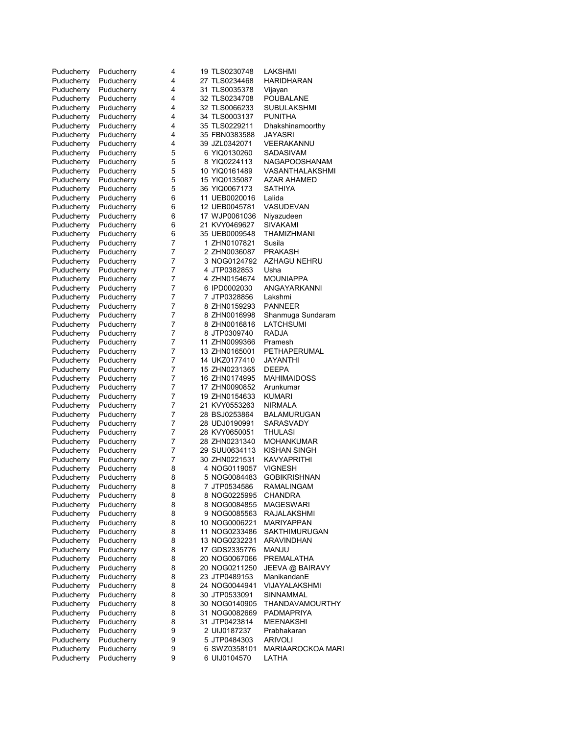| | | | | | |
|---|---|---|---|---|---|
| Puducherry | Puducherry | 4 | 19 | TLS0230748 | LAKSHMI |
| Puducherry | Puducherry | 4 | 27 | TLS0234468 | HARIDHARAN |
| Puducherry | Puducherry | 4 | 31 | TLS0035378 | Vijayan |
| Puducherry | Puducherry | 4 | 32 | TLS0234708 | POUBALANE |
| Puducherry | Puducherry | 4 | 32 | TLS0066233 | SUBULAKSHMI |
| Puducherry | Puducherry | 4 | 34 | TLS0003137 | PUNITHA |
| Puducherry | Puducherry | 4 | 35 | TLS0229211 | Dhakshinamoorthy |
| Puducherry | Puducherry | 4 | 35 | FBN0383588 | JAYASRI |
| Puducherry | Puducherry | 4 | 39 | JZL0342071 | VEERAKANNU |
| Puducherry | Puducherry | 5 | 6 | YIQ0130260 | SADASIVAM |
| Puducherry | Puducherry | 5 | 8 | YIQ0224113 | NAGAPOOSHANAM |
| Puducherry | Puducherry | 5 | 10 | YIQ0161489 | VASANTHALAKSHMI |
| Puducherry | Puducherry | 5 | 15 | YIQ0135087 | AZAR AHAMED |
| Puducherry | Puducherry | 5 | 36 | YIQ0067173 | SATHIYA |
| Puducherry | Puducherry | 6 | 11 | UEB0020016 | Lalida |
| Puducherry | Puducherry | 6 | 12 | UEB0045781 | VASUDEVAN |
| Puducherry | Puducherry | 6 | 17 | WJP0061036 | Niyazudeen |
| Puducherry | Puducherry | 6 | 21 | KVY0469627 | SIVAKAMI |
| Puducherry | Puducherry | 6 | 35 | UEB0009548 | THAMIZHMANI |
| Puducherry | Puducherry | 7 | 1 | ZHN0107821 | Susila |
| Puducherry | Puducherry | 7 | 2 | ZHN0036087 | PRAKASH |
| Puducherry | Puducherry | 7 | 3 | NOG0124792 | AZHAGU NEHRU |
| Puducherry | Puducherry | 7 | 4 | JTP0382853 | Usha |
| Puducherry | Puducherry | 7 | 4 | ZHN0154674 | MOUNIAPPA |
| Puducherry | Puducherry | 7 | 6 | IPD0002030 | ANGAYARKANNI |
| Puducherry | Puducherry | 7 | 7 | JTP0328856 | Lakshmi |
| Puducherry | Puducherry | 7 | 8 | ZHN0159293 | PANNEER |
| Puducherry | Puducherry | 7 | 8 | ZHN0016998 | Shanmuga Sundaram |
| Puducherry | Puducherry | 7 | 8 | ZHN0016816 | LATCHSUMI |
| Puducherry | Puducherry | 7 | 8 | JTP0309740 | RADJA |
| Puducherry | Puducherry | 7 | 11 | ZHN0099366 | Pramesh |
| Puducherry | Puducherry | 7 | 13 | ZHN0165001 | PETHAPERUMAL |
| Puducherry | Puducherry | 7 | 14 | UKZ0177410 | JAYANTHI |
| Puducherry | Puducherry | 7 | 15 | ZHN0231365 | DEEPA |
| Puducherry | Puducherry | 7 | 16 | ZHN0174995 | MAHIMAIDOSS |
| Puducherry | Puducherry | 7 | 17 | ZHN0090852 | Arunkumar |
| Puducherry | Puducherry | 7 | 19 | ZHN0154633 | KUMARI |
| Puducherry | Puducherry | 7 | 21 | KVY0553263 | NIRMALA |
| Puducherry | Puducherry | 7 | 28 | BSJ0253864 | BALAMURUGAN |
| Puducherry | Puducherry | 7 | 28 | UDJ0190991 | SARASVADY |
| Puducherry | Puducherry | 7 | 28 | KVY0650051 | THULASI |
| Puducherry | Puducherry | 7 | 28 | ZHN0231340 | MOHANKUMAR |
| Puducherry | Puducherry | 7 | 29 | SUU0634113 | KISHAN SINGH |
| Puducherry | Puducherry | 7 | 30 | ZHN0221531 | KAVYAPRITHI |
| Puducherry | Puducherry | 8 | 4 | NOG0119057 | VIGNESH |
| Puducherry | Puducherry | 8 | 5 | NOG0084483 | GOBIKRISHNAN |
| Puducherry | Puducherry | 8 | 7 | JTP0534586 | RAMALINGAM |
| Puducherry | Puducherry | 8 | 8 | NOG0225995 | CHANDRA |
| Puducherry | Puducherry | 8 | 8 | NOG0084855 | MAGESWARI |
| Puducherry | Puducherry | 8 | 9 | NOG0085563 | RAJALAKSHMI |
| Puducherry | Puducherry | 8 | 10 | NOG0006221 | MARIYAPPAN |
| Puducherry | Puducherry | 8 | 11 | NOG0233486 | SAKTHIMURUGAN |
| Puducherry | Puducherry | 8 | 13 | NOG0232231 | ARAVINDHAN |
| Puducherry | Puducherry | 8 | 17 | GDS2335776 | MANJU |
| Puducherry | Puducherry | 8 | 20 | NOG0067066 | PREMALATHA |
| Puducherry | Puducherry | 8 | 20 | NOG0211250 | JEEVA @ BAIRAVY |
| Puducherry | Puducherry | 8 | 23 | JTP0489153 | ManikandanE |
| Puducherry | Puducherry | 8 | 24 | NOG0044941 | VIJAYALAKSHMI |
| Puducherry | Puducherry | 8 | 30 | JTP0533091 | SINNAMMAL |
| Puducherry | Puducherry | 8 | 30 | NOG0140905 | THANDAVAMOURTHY |
| Puducherry | Puducherry | 8 | 31 | NOG0082669 | PADMAPRIYA |
| Puducherry | Puducherry | 8 | 31 | JTP0423814 | MEENAKSHI |
| Puducherry | Puducherry | 9 | 2 | UIJ0187237 | Prabhakaran |
| Puducherry | Puducherry | 9 | 5 | JTP0484303 | ARIVOLI |
| Puducherry | Puducherry | 9 | 6 | SWZ0358101 | MARIAAROCKOA MARI |
| Puducherry | Puducherry | 9 | 6 | UIJ0104570 | LATHA |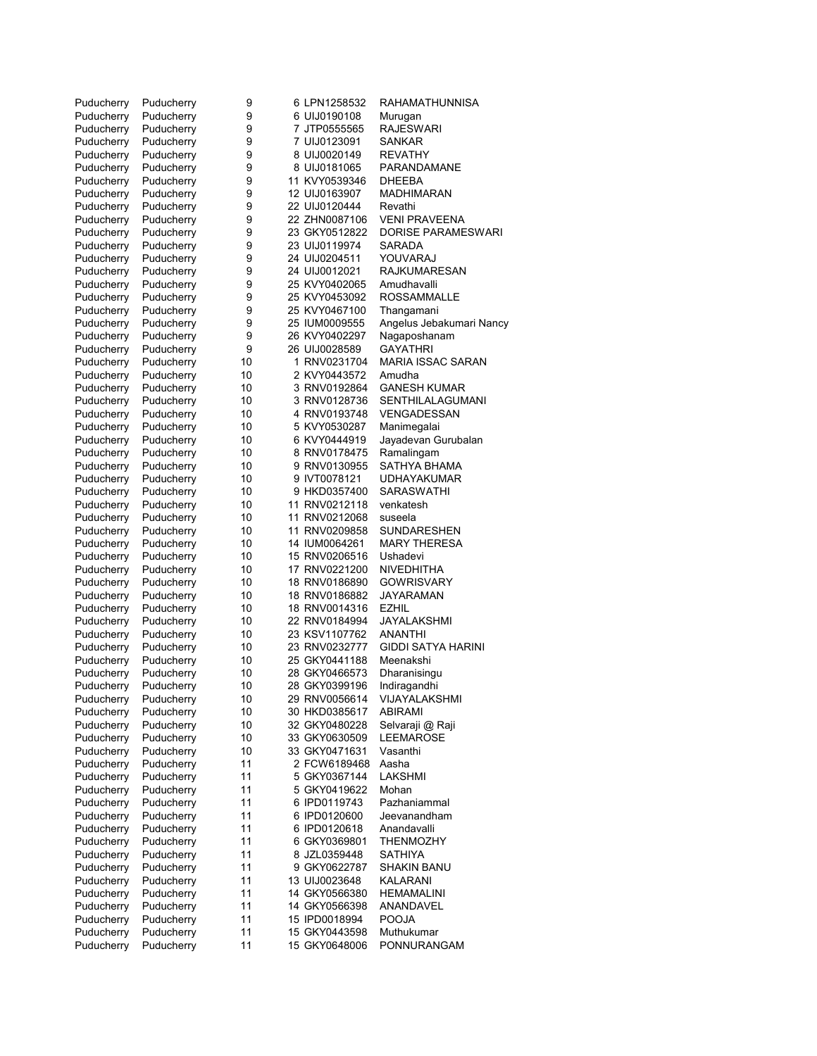| | | | | | |
|---|---|---|---|---|---|
| Puducherry | Puducherry | 9 | 6 | LPN1258532 | RAHAMATHUNNISA |
| Puducherry | Puducherry | 9 | 6 | UIJ0190108 | Murugan |
| Puducherry | Puducherry | 9 | 7 | JTP0555565 | RAJESWARI |
| Puducherry | Puducherry | 9 | 7 | UIJ0123091 | SANKAR |
| Puducherry | Puducherry | 9 | 8 | UIJ0020149 | REVATHY |
| Puducherry | Puducherry | 9 | 8 | UIJ0181065 | PARANDAMANE |
| Puducherry | Puducherry | 9 | 11 | KVY0539346 | DHEEBA |
| Puducherry | Puducherry | 9 | 12 | UIJ0163907 | MADHIMARAN |
| Puducherry | Puducherry | 9 | 22 | UIJ0120444 | Revathi |
| Puducherry | Puducherry | 9 | 22 | ZHN0087106 | VENI PRAVEENA |
| Puducherry | Puducherry | 9 | 23 | GKY0512822 | DORISE PARAMESWARI |
| Puducherry | Puducherry | 9 | 23 | UIJ0119974 | SARADA |
| Puducherry | Puducherry | 9 | 24 | UIJ0204511 | YOUVARAJ |
| Puducherry | Puducherry | 9 | 24 | UIJ0012021 | RAJKUMARESAN |
| Puducherry | Puducherry | 9 | 25 | KVY0402065 | Amudhavalli |
| Puducherry | Puducherry | 9 | 25 | KVY0453092 | ROSSAMMALLE |
| Puducherry | Puducherry | 9 | 25 | KVY0467100 | Thangamani |
| Puducherry | Puducherry | 9 | 25 | IUM0009555 | Angelus Jebakumari Nancy |
| Puducherry | Puducherry | 9 | 26 | KVY0402297 | Nagaposhanam |
| Puducherry | Puducherry | 9 | 26 | UIJ0028589 | GAYATHRI |
| Puducherry | Puducherry | 10 | 1 | RNV0231704 | MARIA ISSAC SARAN |
| Puducherry | Puducherry | 10 | 2 | KVY0443572 | Amudha |
| Puducherry | Puducherry | 10 | 3 | RNV0192864 | GANESH KUMAR |
| Puducherry | Puducherry | 10 | 3 | RNV0128736 | SENTHILALAGUMANI |
| Puducherry | Puducherry | 10 | 4 | RNV0193748 | VENGADESSAN |
| Puducherry | Puducherry | 10 | 5 | KVY0530287 | Manimegalai |
| Puducherry | Puducherry | 10 | 6 | KVY0444919 | Jayadevan Gurubalan |
| Puducherry | Puducherry | 10 | 8 | RNV0178475 | Ramalingam |
| Puducherry | Puducherry | 10 | 9 | RNV0130955 | SATHYA BHAMA |
| Puducherry | Puducherry | 10 | 9 | IVT0078121 | UDHAYAKUMAR |
| Puducherry | Puducherry | 10 | 9 | HKD0357400 | SARASWATHI |
| Puducherry | Puducherry | 10 | 11 | RNV0212118 | venkatesh |
| Puducherry | Puducherry | 10 | 11 | RNV0212068 | suseela |
| Puducherry | Puducherry | 10 | 11 | RNV0209858 | SUNDARESHEN |
| Puducherry | Puducherry | 10 | 14 | IUM0064261 | MARY THERESA |
| Puducherry | Puducherry | 10 | 15 | RNV0206516 | Ushadevi |
| Puducherry | Puducherry | 10 | 17 | RNV0221200 | NIVEDHITHA |
| Puducherry | Puducherry | 10 | 18 | RNV0186890 | GOWRISVARY |
| Puducherry | Puducherry | 10 | 18 | RNV0186882 | JAYARAMAN |
| Puducherry | Puducherry | 10 | 18 | RNV0014316 | EZHIL |
| Puducherry | Puducherry | 10 | 22 | RNV0184994 | JAYALAKSHMI |
| Puducherry | Puducherry | 10 | 23 | KSV1107762 | ANANTHI |
| Puducherry | Puducherry | 10 | 23 | RNV0232777 | GIDDI SATYA HARINI |
| Puducherry | Puducherry | 10 | 25 | GKY0441188 | Meenakshi |
| Puducherry | Puducherry | 10 | 28 | GKY0466573 | Dharanisingu |
| Puducherry | Puducherry | 10 | 28 | GKY0399196 | Indiragandhi |
| Puducherry | Puducherry | 10 | 29 | RNV0056614 | VIJAYALAKSHMI |
| Puducherry | Puducherry | 10 | 30 | HKD0385617 | ABIRAMI |
| Puducherry | Puducherry | 10 | 32 | GKY0480228 | Selvaraji @ Raji |
| Puducherry | Puducherry | 10 | 33 | GKY0630509 | LEEMAROSE |
| Puducherry | Puducherry | 10 | 33 | GKY0471631 | Vasanthi |
| Puducherry | Puducherry | 11 | 2 | FCW6189468 | Aasha |
| Puducherry | Puducherry | 11 | 5 | GKY0367144 | LAKSHMI |
| Puducherry | Puducherry | 11 | 5 | GKY0419622 | Mohan |
| Puducherry | Puducherry | 11 | 6 | IPD0119743 | Pazhaniammal |
| Puducherry | Puducherry | 11 | 6 | IPD0120600 | Jeevanandham |
| Puducherry | Puducherry | 11 | 6 | IPD0120618 | Anandavalli |
| Puducherry | Puducherry | 11 | 6 | GKY0369801 | THENMOZHY |
| Puducherry | Puducherry | 11 | 8 | JZL0359448 | SATHIYA |
| Puducherry | Puducherry | 11 | 9 | GKY0622787 | SHAKIN BANU |
| Puducherry | Puducherry | 11 | 13 | UIJ0023648 | KALARANI |
| Puducherry | Puducherry | 11 | 14 | GKY0566380 | HEMAMALINI |
| Puducherry | Puducherry | 11 | 14 | GKY0566398 | ANANDAVEL |
| Puducherry | Puducherry | 11 | 15 | IPD0018994 | POOJA |
| Puducherry | Puducherry | 11 | 15 | GKY0443598 | Muthukumar |
| Puducherry | Puducherry | 11 | 15 | GKY0648006 | PONNURANGAM |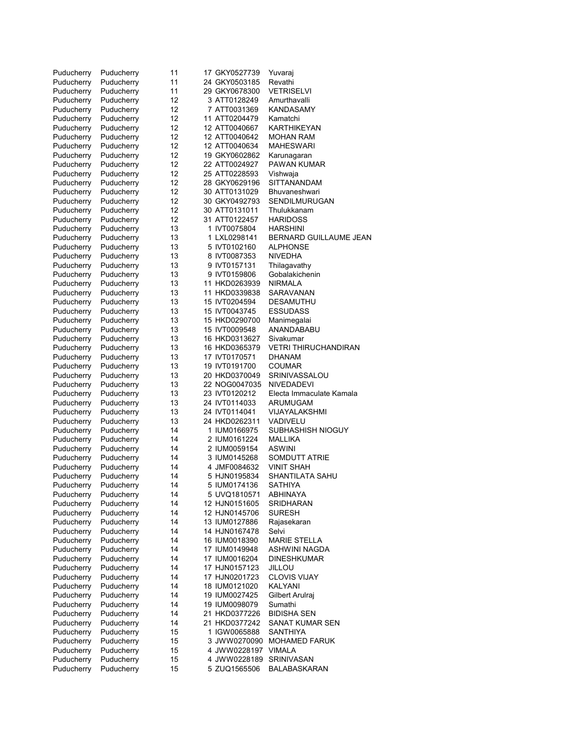| | | | | | |
|---|---|---|---|---|---|
| Puducherry | Puducherry | 11 | 17 | GKY0527739 | Yuvaraj |
| Puducherry | Puducherry | 11 | 24 | GKY0503185 | Revathi |
| Puducherry | Puducherry | 11 | 29 | GKY0678300 | VETRISELVI |
| Puducherry | Puducherry | 12 | 3 | ATT0128249 | Amurthavalli |
| Puducherry | Puducherry | 12 | 7 | ATT0031369 | KANDASAMY |
| Puducherry | Puducherry | 12 | 11 | ATT0204479 | Kamatchi |
| Puducherry | Puducherry | 12 | 12 | ATT0040667 | KARTHIKEYAN |
| Puducherry | Puducherry | 12 | 12 | ATT0040642 | MOHAN RAM |
| Puducherry | Puducherry | 12 | 12 | ATT0040634 | MAHESWARI |
| Puducherry | Puducherry | 12 | 19 | GKY0602862 | Karunagaran |
| Puducherry | Puducherry | 12 | 22 | ATT0024927 | PAWAN KUMAR |
| Puducherry | Puducherry | 12 | 25 | ATT0228593 | Vishwaja |
| Puducherry | Puducherry | 12 | 28 | GKY0629196 | SITTANANDAM |
| Puducherry | Puducherry | 12 | 30 | ATT0131029 | Bhuvaneshwari |
| Puducherry | Puducherry | 12 | 30 | GKY0492793 | SENDILMURUGAN |
| Puducherry | Puducherry | 12 | 30 | ATT0131011 | Thulukkanam |
| Puducherry | Puducherry | 12 | 31 | ATT0122457 | HARIDOSS |
| Puducherry | Puducherry | 13 | 1 | IVT0075804 | HARSHINI |
| Puducherry | Puducherry | 13 | 1 | LXL0298141 | BERNARD GUILLAUME JEAN |
| Puducherry | Puducherry | 13 | 5 | IVT0102160 | ALPHONSE |
| Puducherry | Puducherry | 13 | 8 | IVT0087353 | NIVEDHA |
| Puducherry | Puducherry | 13 | 9 | IVT0157131 | Thilagavathy |
| Puducherry | Puducherry | 13 | 9 | IVT0159806 | Gobalakichenin |
| Puducherry | Puducherry | 13 | 11 | HKD0263939 | NIRMALA |
| Puducherry | Puducherry | 13 | 11 | HKD0339838 | SARAVANAN |
| Puducherry | Puducherry | 13 | 15 | IVT0204594 | DESAMUTHU |
| Puducherry | Puducherry | 13 | 15 | IVT0043745 | ESSUDASS |
| Puducherry | Puducherry | 13 | 15 | HKD0290700 | Manimegalai |
| Puducherry | Puducherry | 13 | 15 | IVT0009548 | ANANDABABU |
| Puducherry | Puducherry | 13 | 16 | HKD0313627 | Sivakumar |
| Puducherry | Puducherry | 13 | 16 | HKD0365379 | VETRI THIRUCHANDIRAN |
| Puducherry | Puducherry | 13 | 17 | IVT0170571 | DHANAM |
| Puducherry | Puducherry | 13 | 19 | IVT0191700 | COUMAR |
| Puducherry | Puducherry | 13 | 20 | HKD0370049 | SRINIVASSALOU |
| Puducherry | Puducherry | 13 | 22 | NOG0047035 | NIVEDADEVI |
| Puducherry | Puducherry | 13 | 23 | IVT0120212 | Electa Immaculate Kamala |
| Puducherry | Puducherry | 13 | 24 | IVT0114033 | ARUMUGAM |
| Puducherry | Puducherry | 13 | 24 | IVT0114041 | VIJAYALAKSHMI |
| Puducherry | Puducherry | 13 | 24 | HKD0262311 | VADIVELU |
| Puducherry | Puducherry | 14 | 1 | IUM0166975 | SUBHASHISH NIOGUY |
| Puducherry | Puducherry | 14 | 2 | IUM0161224 | MALLIKA |
| Puducherry | Puducherry | 14 | 2 | IUM0059154 | ASWINI |
| Puducherry | Puducherry | 14 | 3 | IUM0145268 | SOMDUTT ATRIE |
| Puducherry | Puducherry | 14 | 4 | JMF0084632 | VINIT SHAH |
| Puducherry | Puducherry | 14 | 5 | HJN0195834 | SHANTILATA SAHU |
| Puducherry | Puducherry | 14 | 5 | IUM0174136 | SATHIYA |
| Puducherry | Puducherry | 14 | 5 | UVQ1810571 | ABHINAYA |
| Puducherry | Puducherry | 14 | 12 | HJN0151605 | SRIDHARAN |
| Puducherry | Puducherry | 14 | 12 | HJN0145706 | SURESH |
| Puducherry | Puducherry | 14 | 13 | IUM0127886 | Rajasekaran |
| Puducherry | Puducherry | 14 | 14 | HJN0167478 | Selvi |
| Puducherry | Puducherry | 14 | 16 | IUM0018390 | MARIE STELLA |
| Puducherry | Puducherry | 14 | 17 | IUM0149948 | ASHWINI NAGDA |
| Puducherry | Puducherry | 14 | 17 | IUM0016204 | DINESHKUMAR |
| Puducherry | Puducherry | 14 | 17 | HJN0157123 | JILLOU |
| Puducherry | Puducherry | 14 | 17 | HJN0201723 | CLOVIS VIJAY |
| Puducherry | Puducherry | 14 | 18 | IUM0121020 | KALYANI |
| Puducherry | Puducherry | 14 | 19 | IUM0027425 | Gilbert Arulraj |
| Puducherry | Puducherry | 14 | 19 | IUM0098079 | Sumathi |
| Puducherry | Puducherry | 14 | 21 | HKD0377226 | BIDISHA SEN |
| Puducherry | Puducherry | 14 | 21 | HKD0377242 | SANAT KUMAR SEN |
| Puducherry | Puducherry | 15 | 1 | IGW0065888 | SANTHIYA |
| Puducherry | Puducherry | 15 | 3 | JWW0270090 | MOHAMED FARUK |
| Puducherry | Puducherry | 15 | 4 | JWW0228197 | VIMALA |
| Puducherry | Puducherry | 15 | 4 | JWW0228189 | SRINIVASAN |
| Puducherry | Puducherry | 15 | 5 | ZUQ1565506 | BALABASKARAN |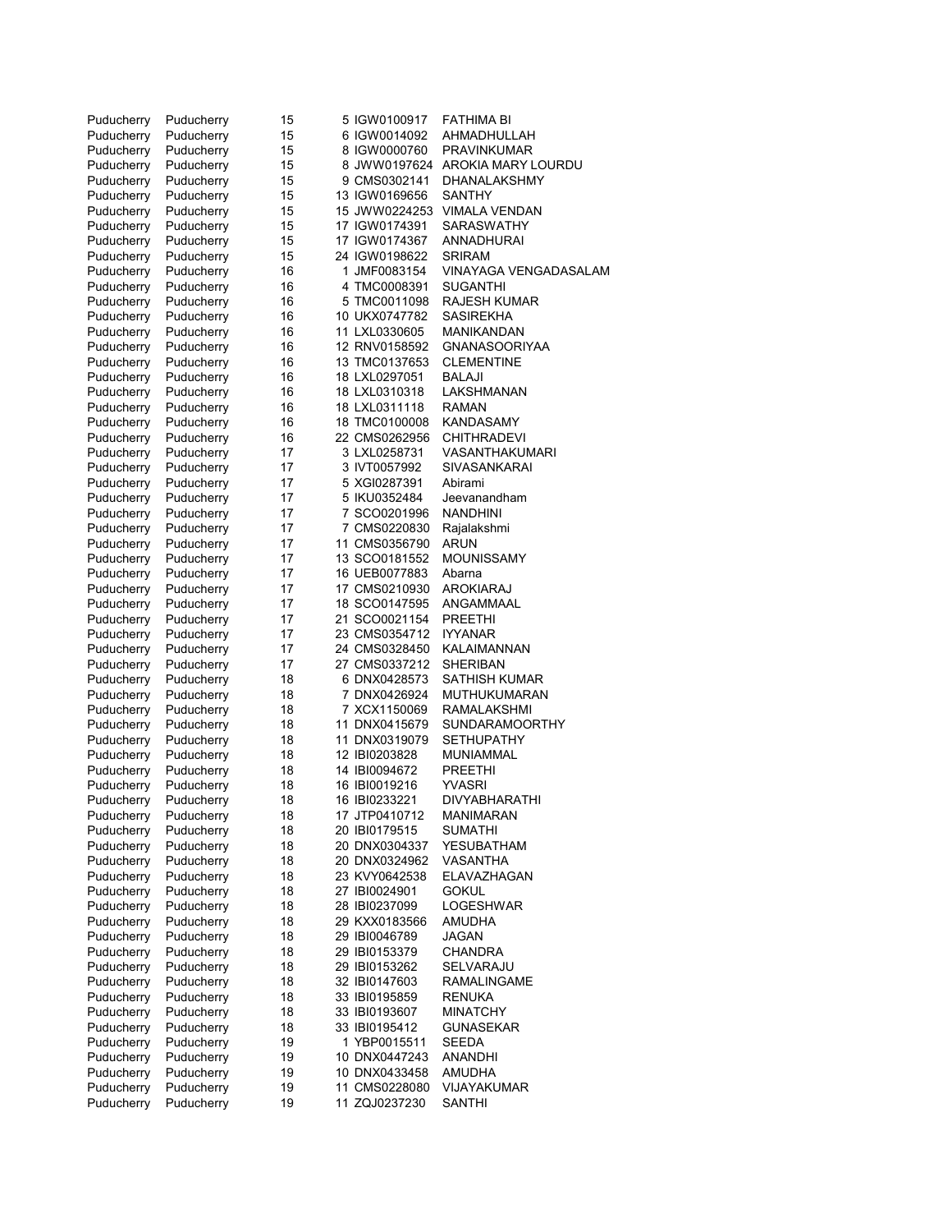| | | | | | |
|---|---|---|---|---|---|
| Puducherry | Puducherry | 15 | 5 | IGW0100917 | FATHIMA BI |
| Puducherry | Puducherry | 15 | 6 | IGW0014092 | AHMADHULLAH |
| Puducherry | Puducherry | 15 | 8 | IGW0000760 | PRAVINKUMAR |
| Puducherry | Puducherry | 15 | 8 | JWW0197624 | AROKIA MARY LOURDU |
| Puducherry | Puducherry | 15 | 9 | CMS0302141 | DHANALAKSHMY |
| Puducherry | Puducherry | 15 | 13 | IGW0169656 | SANTHY |
| Puducherry | Puducherry | 15 | 15 | JWW0224253 | VIMALA VENDAN |
| Puducherry | Puducherry | 15 | 17 | IGW0174391 | SARASWATHY |
| Puducherry | Puducherry | 15 | 17 | IGW0174367 | ANNADHURAI |
| Puducherry | Puducherry | 15 | 24 | IGW0198622 | SRIRAM |
| Puducherry | Puducherry | 16 | 1 | JMF0083154 | VINAYAGA VENGADASALAM |
| Puducherry | Puducherry | 16 | 4 | TMC0008391 | SUGANTHI |
| Puducherry | Puducherry | 16 | 5 | TMC0011098 | RAJESH KUMAR |
| Puducherry | Puducherry | 16 | 10 | UKX0747782 | SASIREKHA |
| Puducherry | Puducherry | 16 | 11 | LXL0330605 | MANIKANDAN |
| Puducherry | Puducherry | 16 | 12 | RNV0158592 | GNANASOORIYAA |
| Puducherry | Puducherry | 16 | 13 | TMC0137653 | CLEMENTINE |
| Puducherry | Puducherry | 16 | 18 | LXL0297051 | BALAJI |
| Puducherry | Puducherry | 16 | 18 | LXL0310318 | LAKSHMANAN |
| Puducherry | Puducherry | 16 | 18 | LXL0311118 | RAMAN |
| Puducherry | Puducherry | 16 | 18 | TMC0100008 | KANDASAMY |
| Puducherry | Puducherry | 16 | 22 | CMS0262956 | CHITHRADEVI |
| Puducherry | Puducherry | 17 | 3 | LXL0258731 | VASANTHAKUMARI |
| Puducherry | Puducherry | 17 | 3 | IVT0057992 | SIVASANKARAI |
| Puducherry | Puducherry | 17 | 5 | XGI0287391 | Abirami |
| Puducherry | Puducherry | 17 | 5 | IKU0352484 | Jeevanandham |
| Puducherry | Puducherry | 17 | 7 | SCO0201996 | NANDHINI |
| Puducherry | Puducherry | 17 | 7 | CMS0220830 | Rajalakshmi |
| Puducherry | Puducherry | 17 | 11 | CMS0356790 | ARUN |
| Puducherry | Puducherry | 17 | 13 | SCO0181552 | MOUNISSAMY |
| Puducherry | Puducherry | 17 | 16 | UEB0077883 | Abarna |
| Puducherry | Puducherry | 17 | 17 | CMS0210930 | AROKIARAJ |
| Puducherry | Puducherry | 17 | 18 | SCO0147595 | ANGAMMAAL |
| Puducherry | Puducherry | 17 | 21 | SCO0021154 | PREETHI |
| Puducherry | Puducherry | 17 | 23 | CMS0354712 | IYYANAR |
| Puducherry | Puducherry | 17 | 24 | CMS0328450 | KALAIMANNAN |
| Puducherry | Puducherry | 17 | 27 | CMS0337212 | SHERIBAN |
| Puducherry | Puducherry | 18 | 6 | DNX0428573 | SATHISH KUMAR |
| Puducherry | Puducherry | 18 | 7 | DNX0426924 | MUTHUKUMARAN |
| Puducherry | Puducherry | 18 | 7 | XCX1150069 | RAMALAKSHMI |
| Puducherry | Puducherry | 18 | 11 | DNX0415679 | SUNDARAMOORTHY |
| Puducherry | Puducherry | 18 | 11 | DNX0319079 | SETHUPATHY |
| Puducherry | Puducherry | 18 | 12 | IBI0203828 | MUNIAMMAL |
| Puducherry | Puducherry | 18 | 14 | IBI0094672 | PREETHI |
| Puducherry | Puducherry | 18 | 16 | IBI0019216 | YVASRI |
| Puducherry | Puducherry | 18 | 16 | IBI0233221 | DIVYABHARATHI |
| Puducherry | Puducherry | 18 | 17 | JTP0410712 | MANIMARAN |
| Puducherry | Puducherry | 18 | 20 | IBI0179515 | SUMATHI |
| Puducherry | Puducherry | 18 | 20 | DNX0304337 | YESUBATHAM |
| Puducherry | Puducherry | 18 | 20 | DNX0324962 | VASANTHA |
| Puducherry | Puducherry | 18 | 23 | KVY0642538 | ELAVAZHAGAN |
| Puducherry | Puducherry | 18 | 27 | IBI0024901 | GOKUL |
| Puducherry | Puducherry | 18 | 28 | IBI0237099 | LOGESHWAR |
| Puducherry | Puducherry | 18 | 29 | KXX0183566 | AMUDHA |
| Puducherry | Puducherry | 18 | 29 | IBI0046789 | JAGAN |
| Puducherry | Puducherry | 18 | 29 | IBI0153379 | CHANDRA |
| Puducherry | Puducherry | 18 | 29 | IBI0153262 | SELVARAJU |
| Puducherry | Puducherry | 18 | 32 | IBI0147603 | RAMALINGAME |
| Puducherry | Puducherry | 18 | 33 | IBI0195859 | RENUKA |
| Puducherry | Puducherry | 18 | 33 | IBI0193607 | MINATCHY |
| Puducherry | Puducherry | 18 | 33 | IBI0195412 | GUNASEKAR |
| Puducherry | Puducherry | 19 | 1 | YBP0015511 | SEEDA |
| Puducherry | Puducherry | 19 | 10 | DNX0447243 | ANANDHI |
| Puducherry | Puducherry | 19 | 10 | DNX0433458 | AMUDHA |
| Puducherry | Puducherry | 19 | 11 | CMS0228080 | VIJAYAKUMAR |
| Puducherry | Puducherry | 19 | 11 | ZQJ0237230 | SANTHI |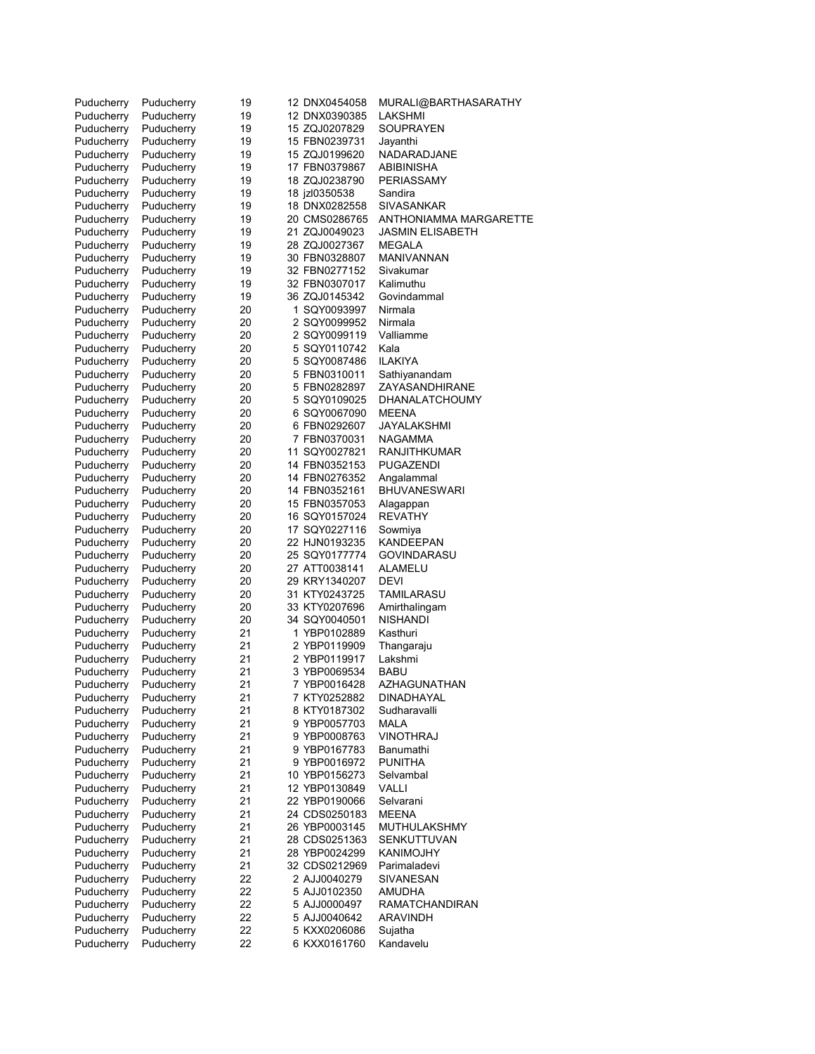| | | | | | |
|---|---|---|---|---|---|
| Puducherry | Puducherry | 19 | 12 | DNX0454058 | MURALI@BARTHASARATHY |
| Puducherry | Puducherry | 19 | 12 | DNX0390385 | LAKSHMI |
| Puducherry | Puducherry | 19 | 15 | ZQJ0207829 | SOUPRAYEN |
| Puducherry | Puducherry | 19 | 15 | FBN0239731 | Jayanthi |
| Puducherry | Puducherry | 19 | 15 | ZQJ0199620 | NADARADJANE |
| Puducherry | Puducherry | 19 | 17 | FBN0379867 | ABIBINISHA |
| Puducherry | Puducherry | 19 | 18 | ZQJ0238790 | PERIASSAMY |
| Puducherry | Puducherry | 19 | 18 | jzl0350538 | Sandira |
| Puducherry | Puducherry | 19 | 18 | DNX0282558 | SIVASANKAR |
| Puducherry | Puducherry | 19 | 20 | CMS0286765 | ANTHONIAMMA MARGARETTE |
| Puducherry | Puducherry | 19 | 21 | ZQJ0049023 | JASMIN ELISABETH |
| Puducherry | Puducherry | 19 | 28 | ZQJ0027367 | MEGALA |
| Puducherry | Puducherry | 19 | 30 | FBN0328807 | MANIVANNAN |
| Puducherry | Puducherry | 19 | 32 | FBN0277152 | Sivakumar |
| Puducherry | Puducherry | 19 | 32 | FBN0307017 | Kalimuthu |
| Puducherry | Puducherry | 19 | 36 | ZQJ0145342 | Govindammal |
| Puducherry | Puducherry | 20 | 1 | SQY0093997 | Nirmala |
| Puducherry | Puducherry | 20 | 2 | SQY0099952 | Nirmala |
| Puducherry | Puducherry | 20 | 2 | SQY0099119 | Valliamme |
| Puducherry | Puducherry | 20 | 5 | SQY0110742 | Kala |
| Puducherry | Puducherry | 20 | 5 | SQY0087486 | ILAKIYA |
| Puducherry | Puducherry | 20 | 5 | FBN0310011 | Sathiyanandam |
| Puducherry | Puducherry | 20 | 5 | FBN0282897 | ZAYASANDHIRANE |
| Puducherry | Puducherry | 20 | 5 | SQY0109025 | DHANALATCHOUMY |
| Puducherry | Puducherry | 20 | 6 | SQY0067090 | MEENA |
| Puducherry | Puducherry | 20 | 6 | FBN0292607 | JAYALAKSHMI |
| Puducherry | Puducherry | 20 | 7 | FBN0370031 | NAGAMMA |
| Puducherry | Puducherry | 20 | 11 | SQY0027821 | RANJITHKUMAR |
| Puducherry | Puducherry | 20 | 14 | FBN0352153 | PUGAZENDI |
| Puducherry | Puducherry | 20 | 14 | FBN0276352 | Angalammal |
| Puducherry | Puducherry | 20 | 14 | FBN0352161 | BHUVANESWARI |
| Puducherry | Puducherry | 20 | 15 | FBN0357053 | Alagappan |
| Puducherry | Puducherry | 20 | 16 | SQY0157024 | REVATHY |
| Puducherry | Puducherry | 20 | 17 | SQY0227116 | Sowmiya |
| Puducherry | Puducherry | 20 | 22 | HJN0193235 | KANDEEPAN |
| Puducherry | Puducherry | 20 | 25 | SQY0177774 | GOVINDARASU |
| Puducherry | Puducherry | 20 | 27 | ATT0038141 | ALAMELU |
| Puducherry | Puducherry | 20 | 29 | KRY1340207 | DEVI |
| Puducherry | Puducherry | 20 | 31 | KTY0243725 | TAMILARASU |
| Puducherry | Puducherry | 20 | 33 | KTY0207696 | Amirthalingam |
| Puducherry | Puducherry | 20 | 34 | SQY0040501 | NISHANDI |
| Puducherry | Puducherry | 21 | 1 | YBP0102889 | Kasthuri |
| Puducherry | Puducherry | 21 | 2 | YBP0119909 | Thangaraju |
| Puducherry | Puducherry | 21 | 2 | YBP0119917 | Lakshmi |
| Puducherry | Puducherry | 21 | 3 | YBP0069534 | BABU |
| Puducherry | Puducherry | 21 | 7 | YBP0016428 | AZHAGUNATHAN |
| Puducherry | Puducherry | 21 | 7 | KTY0252882 | DINADHAYAL |
| Puducherry | Puducherry | 21 | 8 | KTY0187302 | Sudharavalli |
| Puducherry | Puducherry | 21 | 9 | YBP0057703 | MALA |
| Puducherry | Puducherry | 21 | 9 | YBP0008763 | VINOTHRAJ |
| Puducherry | Puducherry | 21 | 9 | YBP0167783 | Banumathi |
| Puducherry | Puducherry | 21 | 9 | YBP0016972 | PUNITHA |
| Puducherry | Puducherry | 21 | 10 | YBP0156273 | Selvambal |
| Puducherry | Puducherry | 21 | 12 | YBP0130849 | VALLI |
| Puducherry | Puducherry | 21 | 22 | YBP0190066 | Selvarani |
| Puducherry | Puducherry | 21 | 24 | CDS0250183 | MEENA |
| Puducherry | Puducherry | 21 | 26 | YBP0003145 | MUTHULAKSHMY |
| Puducherry | Puducherry | 21 | 28 | CDS0251363 | SENKUTTUVAN |
| Puducherry | Puducherry | 21 | 28 | YBP0024299 | KANIMOJHY |
| Puducherry | Puducherry | 21 | 32 | CDS0212969 | Parimaladevi |
| Puducherry | Puducherry | 22 | 2 | AJJ0040279 | SIVANESAN |
| Puducherry | Puducherry | 22 | 5 | AJJ0102350 | AMUDHA |
| Puducherry | Puducherry | 22 | 5 | AJJ0000497 | RAMATCHANDIRAN |
| Puducherry | Puducherry | 22 | 5 | AJJ0040642 | ARAVINDH |
| Puducherry | Puducherry | 22 | 5 | KXX0206086 | Sujatha |
| Puducherry | Puducherry | 22 | 6 | KXX0161760 | Kandavelu |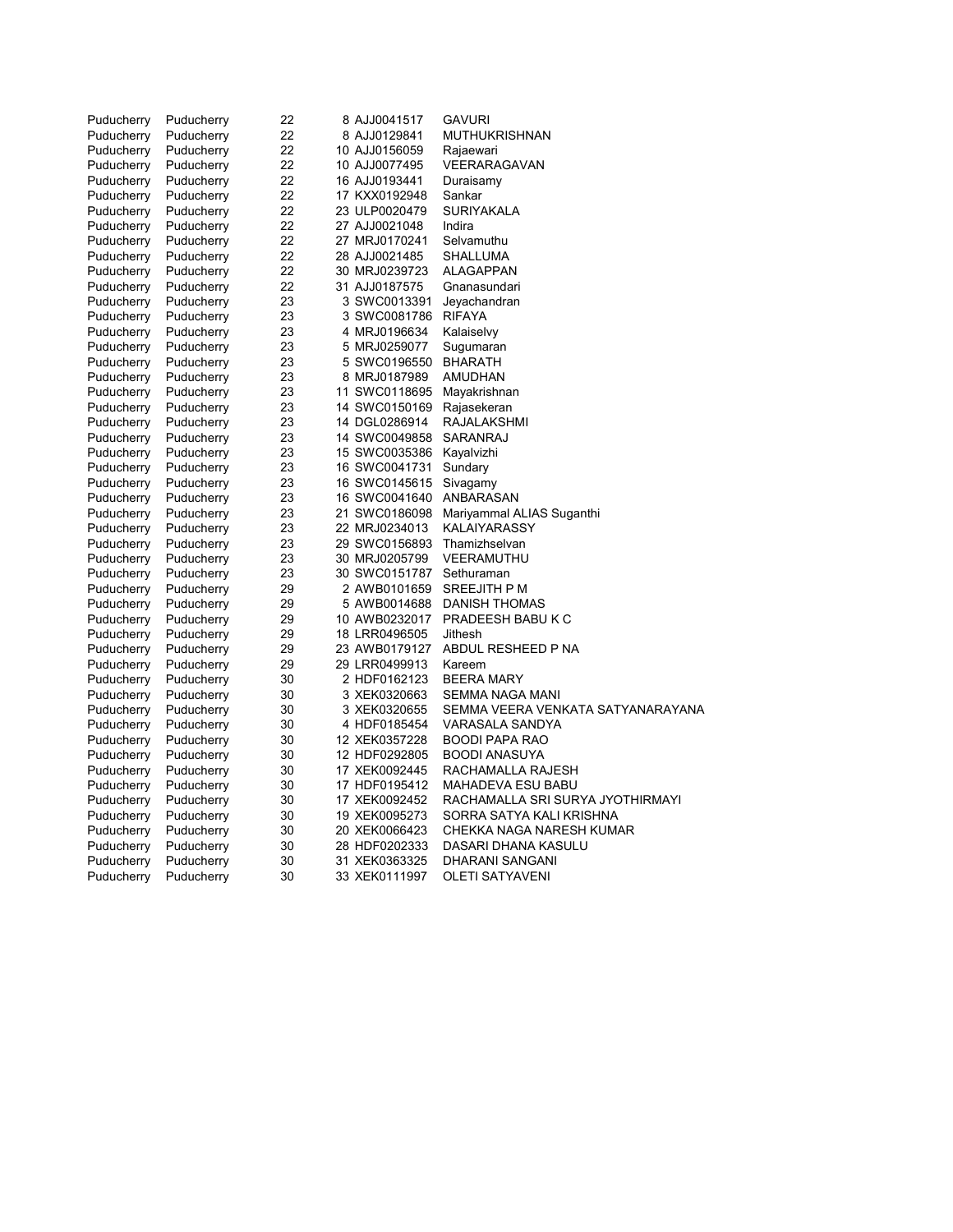| | | | | | |
|---|---|---|---|---|---|
| Puducherry | Puducherry | 22 | 8 | AJJ0041517 | GAVURI |
| Puducherry | Puducherry | 22 | 8 | AJJ0129841 | MUTHUKRISHNAN |
| Puducherry | Puducherry | 22 | 10 | AJJ0156059 | Rajaewari |
| Puducherry | Puducherry | 22 | 10 | AJJ0077495 | VEERARAGAVAN |
| Puducherry | Puducherry | 22 | 16 | AJJ0193441 | Duraisamy |
| Puducherry | Puducherry | 22 | 17 | KXX0192948 | Sankar |
| Puducherry | Puducherry | 22 | 23 | ULP0020479 | SURIYAKALA |
| Puducherry | Puducherry | 22 | 27 | AJJ0021048 | Indira |
| Puducherry | Puducherry | 22 | 27 | MRJ0170241 | Selvamuthu |
| Puducherry | Puducherry | 22 | 28 | AJJ0021485 | SHALLUMA |
| Puducherry | Puducherry | 22 | 30 | MRJ0239723 | ALAGAPPAN |
| Puducherry | Puducherry | 22 | 31 | AJJ0187575 | Gnanasundari |
| Puducherry | Puducherry | 23 | 3 | SWC0013391 | Jeyachandran |
| Puducherry | Puducherry | 23 | 3 | SWC0081786 | RIFAYA |
| Puducherry | Puducherry | 23 | 4 | MRJ0196634 | Kalaiselvy |
| Puducherry | Puducherry | 23 | 5 | MRJ0259077 | Sugumaran |
| Puducherry | Puducherry | 23 | 5 | SWC0196550 | BHARATH |
| Puducherry | Puducherry | 23 | 8 | MRJ0187989 | AMUDHAN |
| Puducherry | Puducherry | 23 | 11 | SWC0118695 | Mayakrishnan |
| Puducherry | Puducherry | 23 | 14 | SWC0150169 | Rajasekeran |
| Puducherry | Puducherry | 23 | 14 | DGL0286914 | RAJALAKSHMI |
| Puducherry | Puducherry | 23 | 14 | SWC0049858 | SARANRAJ |
| Puducherry | Puducherry | 23 | 15 | SWC0035386 | Kayalvizhi |
| Puducherry | Puducherry | 23 | 16 | SWC0041731 | Sundary |
| Puducherry | Puducherry | 23 | 16 | SWC0145615 | Sivagamy |
| Puducherry | Puducherry | 23 | 16 | SWC0041640 | ANBARASAN |
| Puducherry | Puducherry | 23 | 21 | SWC0186098 | Mariyammal ALIAS Suganthi |
| Puducherry | Puducherry | 23 | 22 | MRJ0234013 | KALAIYARASSY |
| Puducherry | Puducherry | 23 | 29 | SWC0156893 | Thamizhselvan |
| Puducherry | Puducherry | 23 | 30 | MRJ0205799 | VEERAMUTHU |
| Puducherry | Puducherry | 23 | 30 | SWC0151787 | Sethuraman |
| Puducherry | Puducherry | 29 | 2 | AWB0101659 | SREEJITH P M |
| Puducherry | Puducherry | 29 | 5 | AWB0014688 | DANISH THOMAS |
| Puducherry | Puducherry | 29 | 10 | AWB0232017 | PRADEESH BABU K C |
| Puducherry | Puducherry | 29 | 18 | LRR0496505 | Jithesh |
| Puducherry | Puducherry | 29 | 23 | AWB0179127 | ABDUL RESHEED P NA |
| Puducherry | Puducherry | 29 | 29 | LRR0499913 | Kareem |
| Puducherry | Puducherry | 30 | 2 | HDF0162123 | BEERA MARY |
| Puducherry | Puducherry | 30 | 3 | XEK0320663 | SEMMA NAGA MANI |
| Puducherry | Puducherry | 30 | 3 | XEK0320655 | SEMMA VEERA VENKATA SATYANARAYANA |
| Puducherry | Puducherry | 30 | 4 | HDF0185454 | VARASALA SANDYA |
| Puducherry | Puducherry | 30 | 12 | XEK0357228 | BOODI PAPA RAO |
| Puducherry | Puducherry | 30 | 12 | HDF0292805 | BOODI ANASUYA |
| Puducherry | Puducherry | 30 | 17 | XEK0092445 | RACHAMALLA RAJESH |
| Puducherry | Puducherry | 30 | 17 | HDF0195412 | MAHADEVA ESU BABU |
| Puducherry | Puducherry | 30 | 17 | XEK0092452 | RACHAMALLA SRI SURYA JYOTHIRMAYI |
| Puducherry | Puducherry | 30 | 19 | XEK0095273 | SORRA SATYA KALI KRISHNA |
| Puducherry | Puducherry | 30 | 20 | XEK0066423 | CHEKKA NAGA NARESH KUMAR |
| Puducherry | Puducherry | 30 | 28 | HDF0202333 | DASARI DHANA KASULU |
| Puducherry | Puducherry | 30 | 31 | XEK0363325 | DHARANI SANGANI |
| Puducherry | Puducherry | 30 | 33 | XEK0111997 | OLETI SATYAVENI |